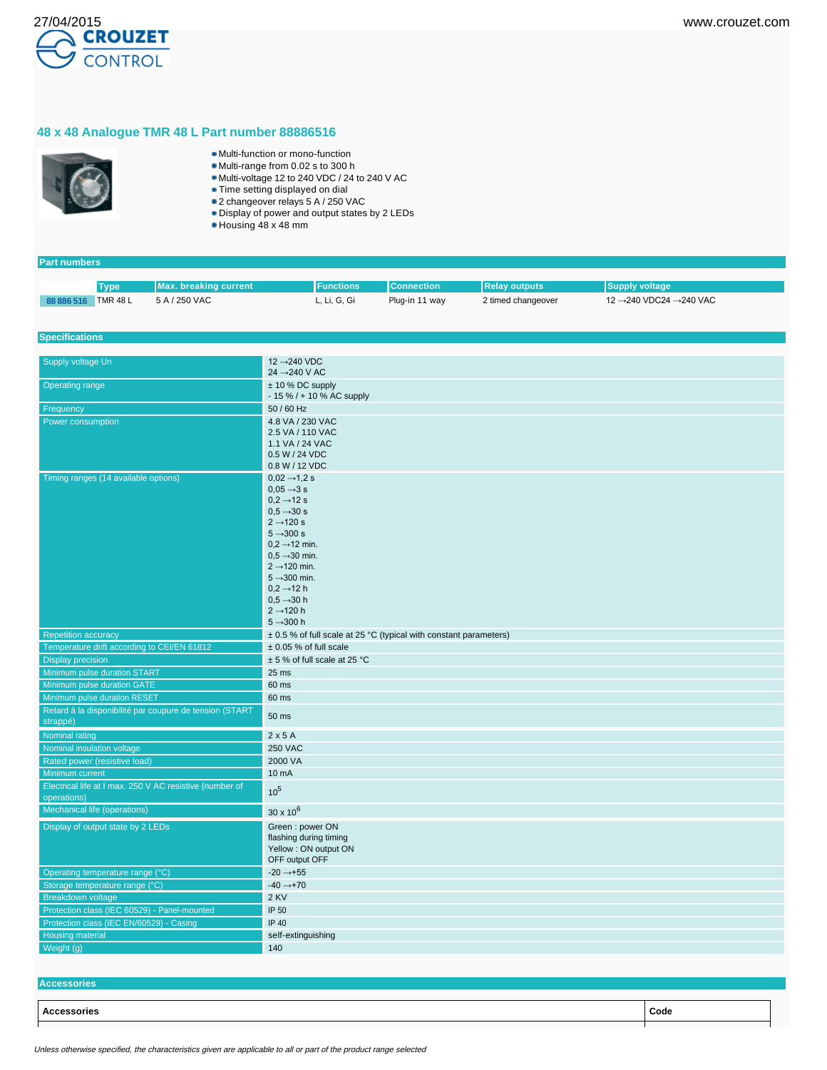# 48 x 48 Analogue TMR 48 L Part number 88886516

- Multi-function or mono-function
- Multi-range from 0.02 s to 300 h
- Multi-voltage 12 to 240 VDC / 24 to 240 V AC
- Time setting displayed on dial
- 2 changeover relays 5 A / 250 VAC
- Display of power and output states by 2 LEDs
- Housing 48 x 48 mm

## Part numbers

| | Type | Max. breaking current | Functions | Connection | Relay outputs | Supply voltage |
|---|---|---|---|---|---|---|
| 88 886 516 | TMR 48 L | 5 A / 250 VAC | L, Li, G, Gi | Plug-in 11 way | 2 timed changeover | 12 →240 VDC24 →240 VAC |

## Specifications

| | |
|---|---|
| Supply voltage Un | 12 →240 VDC<br>24 →240 V AC |
| Operating range | ± 10 % DC supply<br>- 15 % / + 10 % AC supply |
| Frequency | 50 / 60 Hz |
| Power consumption | 4.8 VA / 230 VAC<br>2.5 VA / 110 VAC<br>1.1 VA / 24 VAC<br>0.5 W / 24 VDC<br>0.8 W / 12 VDC |
| Timing ranges (14 available options) | 0,02 →1,2 s<br>0,05 →3 s<br>0,2 →12 s<br>0,5 →30 s<br>2 →120 s<br>5 →300 s<br>0,2 →12 min.<br>0,5 →30 min.<br>2 →120 min.<br>5 →300 min.<br>0,2 →12 h<br>0,5 →30 h<br>2 →120 h<br>5 →300 h |
| Repetition accuracy | ± 0.5 % of full scale at 25 °C (typical with constant parameters) |
| Temperature drift according to CEI/EN 61812 | ± 0.05 % of full scale |
| Display precision | ± 5 % of full scale at 25 °C |
| Minimum pulse duration START | 25 ms |
| Minimum pulse duration GATE | 60 ms |
| Minimum pulse duration RESET | 60 ms |
| Retard à la disponibilité par coupure de tension (START strappé) | 50 ms |
| Nominal rating | 2 x 5 A |
| Nominal insulation voltage | 250 VAC |
| Rated power (resistive load) | 2000 VA |
| Minimum current | 10 mA |
| Electrical life at I max. 250 V AC resistive (number of operations) | $10^5$ |
| Mechanical life (operations) | $30 \times 10^6$ |
| Display of output state by 2 LEDs | Green : power ON<br>flashing during timing<br>Yellow : ON output ON<br>OFF output OFF |
| Operating temperature range (°C) | -20 →+55 |
| Storage temperature range (°C) | -40 →+70 |
| Breakdown voltage | 2 KV |
| Protection class (IEC 60529) - Panel-mounted | IP 50 |
| Protection class (IEC EN/60529) - Casing | IP 40 |
| Housing material | self-extinguishing |
| Weight (g) | 140 |

## Accessories

| Accessories | Code |
|---|---|

*Unless otherwise specified, the characteristics given are applicable to all or part of the product range selected*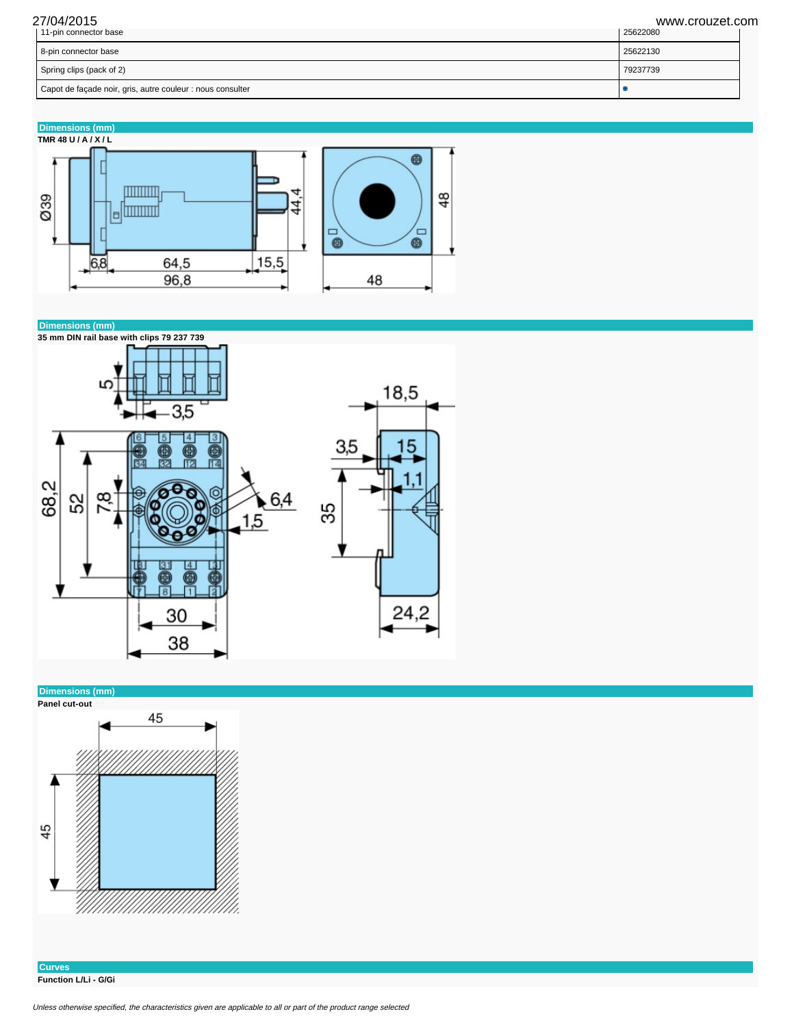| | |
|---|---|
| 11-pin connector base | 25622080 |
| 8-pin connector base | 25622130 |
| Spring clips (pack of 2) | 79237739 |
| Capot de façade noir, gris, autre couleur : nous consulter | • |

## Dimensions (mm)

**TMR 48 U / A / X / L**

## Dimensions (mm)

**35 mm DIN rail base with clips 79 237 739**

## Dimensions (mm)

**Panel cut-out**

## Curves

**Function L/Li - G/Gi**

*Unless otherwise specified, the characteristics given are applicable to all or part of the product range selected*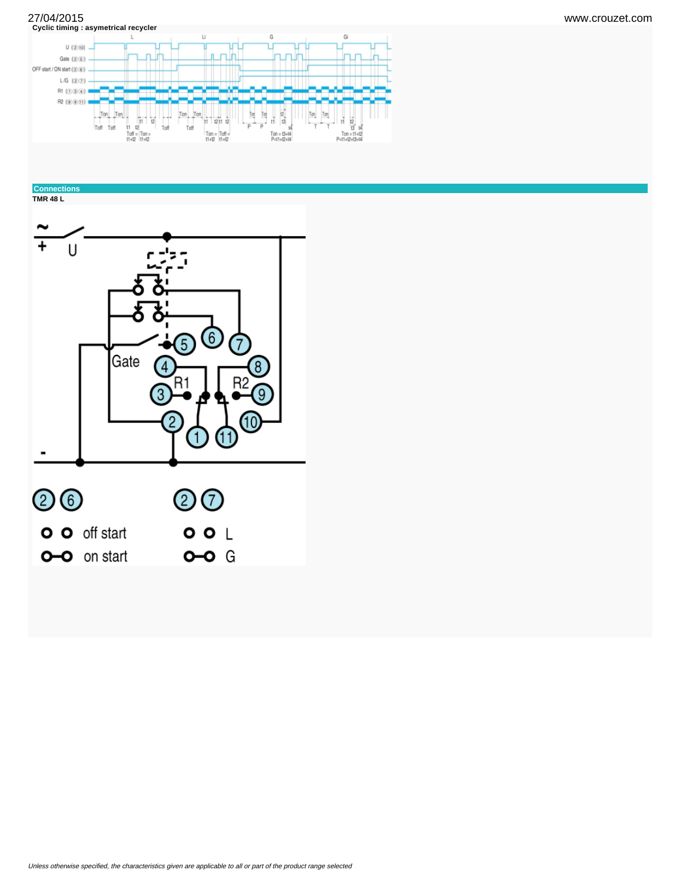**Cyclic timing : asymetrical recycler**

L Li G Gi

U (2)(10)

Gate (2)(5)

OFF start / ON start (2)(6)

L/G (2)(7)

R1 (1)(3)(4)

R2 (8)(9)(11)

Ton Ton Toff Toff t1 t2 Toff = t1+t2 Ton = t1+t2 Toff Ton Ton Toff t1 t2 t1 t2 Ton = t1+t2 Toff = t1+t2 Ton Ton P P t1 t2 t3 t4 Ton = t3+t4 P=t1+t2+t4 Ton Ton T T t1 t2 t3 t4 Ton = t1+t2 P=t1+t2+t3+t4

## Connections

**TMR 48 L**

~ + U

Gate

R1 R2

\-

(2)(6)

off start

on start

(2)(7)

L

G